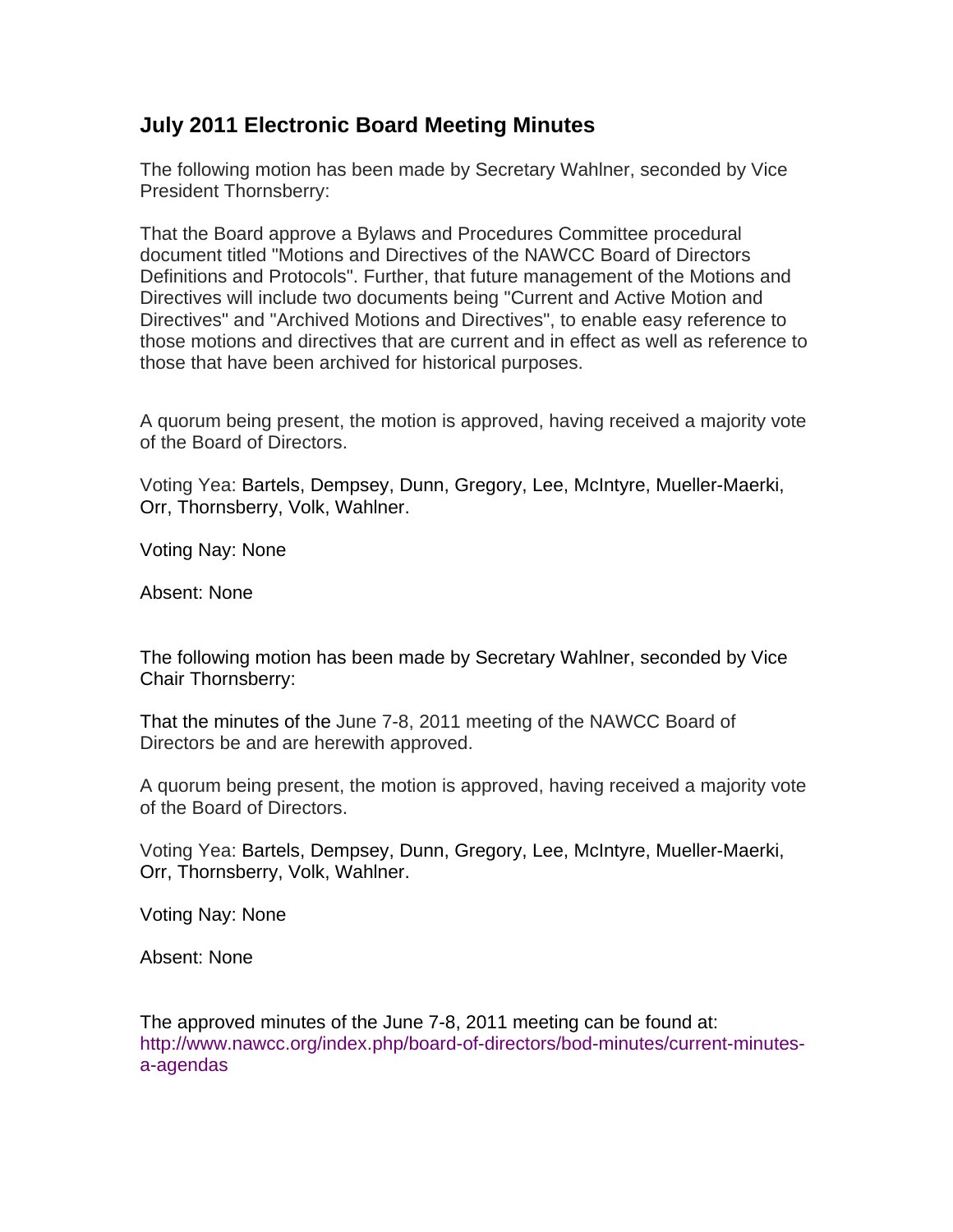## July 2011 Electronic Board Meeting Minutes

The following motion has been made by Secretary Wahlner, seconded by Vice President Thornsberry:

That the Board approve a Bylaws and Procedures Committee procedural document titled "Motions and Directives of the NAWCC Board of Directors Definitions and Protocols". Further, that future management of the Motions and Directives will include two documents being "Current and Active Motion and Directives" and "Archived Motions and Directives", to enable easy reference to those motions and directives that are current and in effect as well as reference to those that have been archived for historical purposes.

A quorum being present, the motion is approved, having received a majority vote of the Board of Directors.

Voting Yea: Bartels, Dempsey, Dunn, Gregory, Lee, McIntyre, Mueller-Maerki, Orr, Thornsberry, Volk, Wahlner.

Voting Nay: None

Absent: None

The following motion has been made by Secretary Wahlner, seconded by Vice Chair Thornsberry:

That the minutes of the June 7-8, 2011 meeting of the NAWCC Board of Directors be and are herewith approved.

A quorum being present, the motion is approved, having received a majority vote of the Board of Directors.

Voting Yea: Bartels, Dempsey, Dunn, Gregory, Lee, McIntyre, Mueller-Maerki, Orr, Thornsberry, Volk, Wahlner.

Voting Nay: None

Absent: None

The approved minutes of the June 7-8, 2011 meeting can be found at: http://www.nawcc.org/index.php/board-of-directors/bod-minutes/current-minutes-a-agendas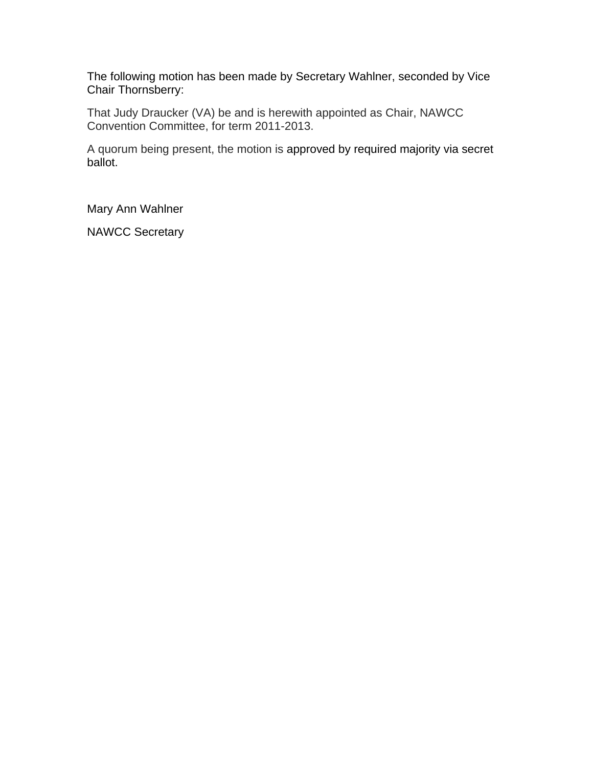The following motion has been made by Secretary Wahlner, seconded by Vice Chair Thornsberry:

That Judy Draucker (VA) be and is herewith appointed as Chair, NAWCC Convention Committee, for term 2011-2013.

A quorum being present, the motion is approved by required majority via secret ballot.

Mary Ann Wahlner

NAWCC Secretary